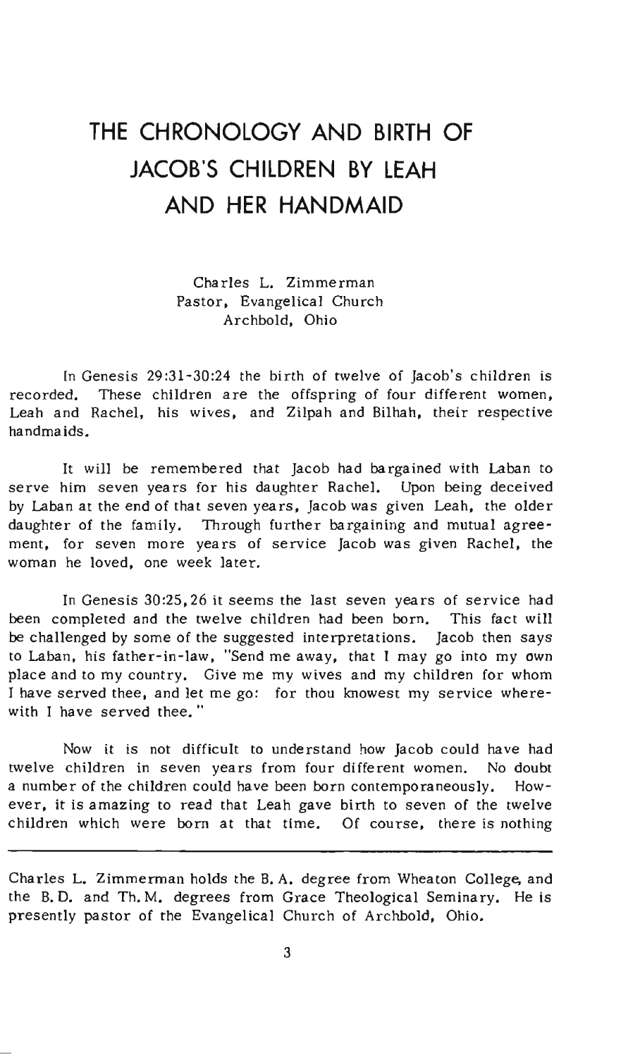# THE CHRONOLOGY AND BIRTH OF JACOB'S CHILDREN BY LEAH AND HER HANDMAID

Charles L. Zimmerman
Pastor, Evangelical Church
Archbold, Ohio

In Genesis 29:31-30:24 the birth of twelve of Jacob's children is recorded. These children are the offspring of four different women, Leah and Rachel, his wives, and Zilpah and Bilhah, their respective handmaids.

It will be remembered that Jacob had bargained with Laban to serve him seven years for his daughter Rachel. Upon being deceived by Laban at the end of that seven years, Jacob was given Leah, the older daughter of the family. Through further bargaining and mutual agreement, for seven more years of service Jacob was given Rachel, the woman he loved, one week later.

In Genesis 30:25,26 it seems the last seven years of service had been completed and the twelve children had been born. This fact will be challenged by some of the suggested interpretations. Jacob then says to Laban, his father-in-law, "Send me away, that I may go into my own place and to my country. Give me my wives and my children for whom I have served thee, and let me go: for thou knowest my service wherewith I have served thee."

Now it is not difficult to understand how Jacob could have had twelve children in seven years from four different women. No doubt a number of the children could have been born contemporaneously. However, it is amazing to read that Leah gave birth to seven of the twelve children which were born at that time. Of course, there is nothing

---

Charles L. Zimmerman holds the B.A. degree from Wheaton College, and the B.D. and Th.M. degrees from Grace Theological Seminary. He is presently pastor of the Evangelical Church of Archbold, Ohio.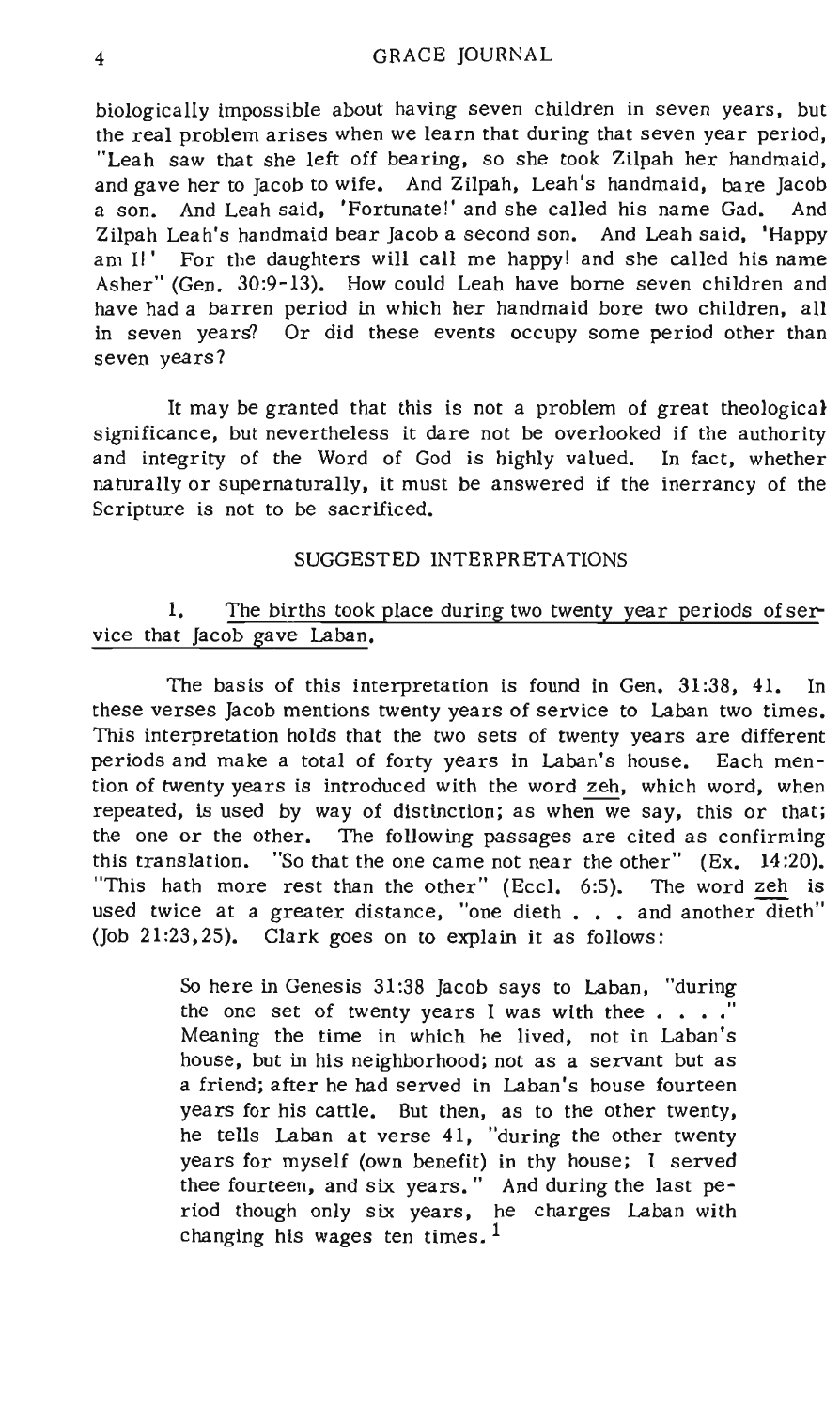biologically impossible about having seven children in seven years, but the real problem arises when we learn that during that seven year period, "Leah saw that she left off bearing, so she took Zilpah her handmaid, and gave her to Jacob to wife. And Zilpah, Leah's handmaid, bare Jacob a son. And Leah said, 'Fortunate!' and she called his name Gad. And Zilpah Leah's handmaid bear Jacob a second son. And Leah said, 'Happy am I!' For the daughters will call me happy! and she called his name Asher" (Gen. 30:9-13). How could Leah have borne seven children and have had a barren period in which her handmaid bore two children, all in seven years? Or did these events occupy some period other than seven years?

It may be granted that this is not a problem of great theological significance, but nevertheless it dare not be overlooked if the authority and integrity of the Word of God is highly valued. In fact, whether naturally or supernaturally, it must be answered if the inerrancy of the Scripture is not to be sacrificed.

## SUGGESTED INTERPRETATIONS

1. <u>The births took place during two twenty year periods of service that Jacob gave Laban.</u>

The basis of this interpretation is found in Gen. 31:38, 41. In these verses Jacob mentions twenty years of service to Laban two times. This interpretation holds that the two sets of twenty years are different periods and make a total of forty years in Laban's house. Each mention of twenty years is introduced with the word <u>zeh</u>, which word, when repeated, is used by way of distinction; as when we say, this or that; the one or the other. The following passages are cited as confirming this translation. "So that the one came not near the other" (Ex. 14:20). "This hath more rest than the other" (Eccl. 6:5). The word <u>zeh</u> is used twice at a greater distance, "one dieth . . . and another dieth" (Job 21:23,25). Clark goes on to explain it as follows:

> So here in Genesis 31:38 Jacob says to Laban, "during the one set of twenty years I was with thee . . . ." Meaning the time in which he lived, not in Laban's house, but in his neighborhood; not as a servant but as a friend; after he had served in Laban's house fourteen years for his cattle. But then, as to the other twenty, he tells Laban at verse 41, "during the other twenty years for myself (own benefit) in thy house; I served thee fourteen, and six years." And during the last period though only six years, he charges Laban with changing his wages ten times.[1]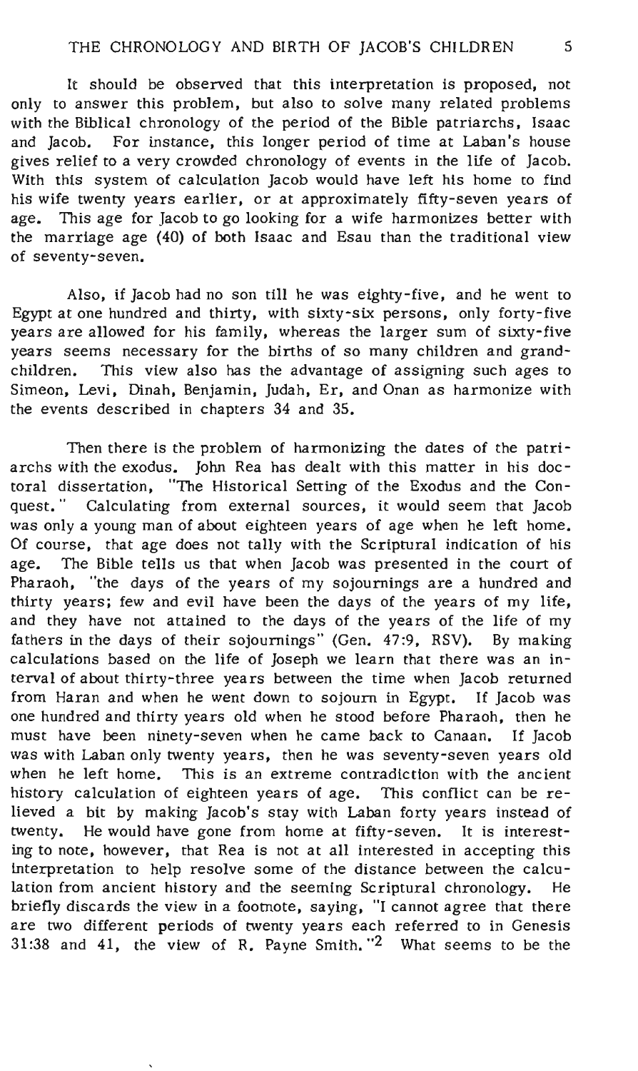It should be observed that this interpretation is proposed, not only to answer this problem, but also to solve many related problems with the Biblical chronology of the period of the Bible patriarchs, Isaac and Jacob. For instance, this longer period of time at Laban's house gives relief to a very crowded chronology of events in the life of Jacob. With this system of calculation Jacob would have left his home to find his wife twenty years earlier, or at approximately fifty-seven years of age. This age for Jacob to go looking for a wife harmonizes better with the marriage age (40) of both Isaac and Esau than the traditional view of seventy-seven.

Also, if Jacob had no son till he was eighty-five, and he went to Egypt at one hundred and thirty, with sixty-six persons, only forty-five years are allowed for his family, whereas the larger sum of sixty-five years seems necessary for the births of so many children and grandchildren. This view also has the advantage of assigning such ages to Simeon, Levi, Dinah, Benjamin, Judah, Er, and Onan as harmonize with the events described in chapters 34 and 35.

Then there is the problem of harmonizing the dates of the patriarchs with the exodus. John Rea has dealt with this matter in his doctoral dissertation, "The Historical Setting of the Exodus and the Conquest." Calculating from external sources, it would seem that Jacob was only a young man of about eighteen years of age when he left home. Of course, that age does not tally with the Scriptural indication of his age. The Bible tells us that when Jacob was presented in the court of Pharaoh, "the days of the years of my sojournings are a hundred and thirty years; few and evil have been the days of the years of my life, and they have not attained to the days of the years of the life of my fathers in the days of their sojournings" (Gen. 47:9, RSV). By making calculations based on the life of Joseph we learn that there was an interval of about thirty-three years between the time when Jacob returned from Haran and when he went down to sojourn in Egypt. If Jacob was one hundred and thirty years old when he stood before Pharaoh, then he must have been ninety-seven when he came back to Canaan. If Jacob was with Laban only twenty years, then he was seventy-seven years old when he left home. This is an extreme contradiction with the ancient history calculation of eighteen years of age. This conflict can be relieved a bit by making Jacob's stay with Laban forty years instead of twenty. He would have gone from home at fifty-seven. It is interesting to note, however, that Rea is not at all interested in accepting this interpretation to help resolve some of the distance between the calculation from ancient history and the seeming Scriptural chronology. He briefly discards the view in a footnote, saying, "I cannot agree that there are two different periods of twenty years each referred to in Genesis 31:38 and 41, the view of R. Payne Smith."[2] What seems to be the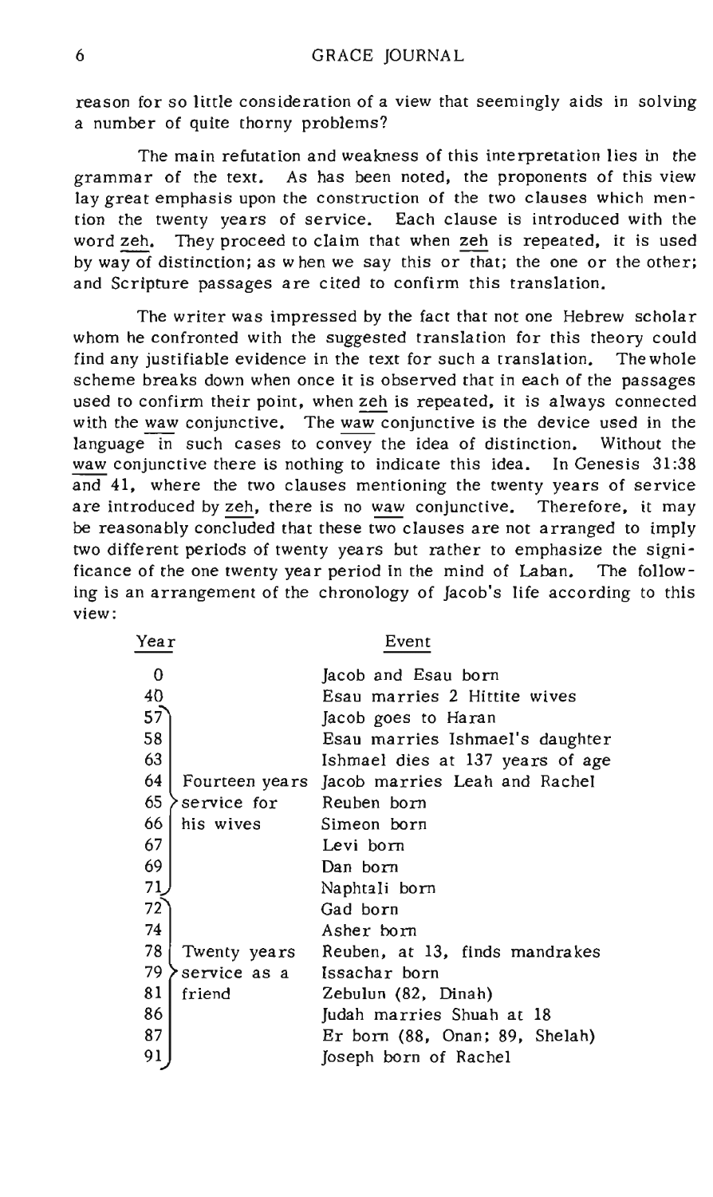reason for so little consideration of a view that seemingly aids in solving a number of quite thorny problems?

The main refutation and weakness of this interpretation lies in the grammar of the text. As has been noted, the proponents of this view lay great emphasis upon the construction of the two clauses which mention the twenty years of service. Each clause is introduced with the word zeh. They proceed to claim that when zeh is repeated, it is used by way of distinction; as when we say this or that; the one or the other; and Scripture passages are cited to confirm this translation.

The writer was impressed by the fact that not one Hebrew scholar whom he confronted with the suggested translation for this theory could find any justifiable evidence in the text for such a translation. The whole scheme breaks down when once it is observed that in each of the passages used to confirm their point, when zeh is repeated, it is always connected with the waw conjunctive. The waw conjunctive is the device used in the language in such cases to convey the idea of distinction. Without the waw conjunctive there is nothing to indicate this idea. In Genesis 31:38 and 41, where the two clauses mentioning the twenty years of service are introduced by zeh, there is no waw conjunctive. Therefore, it may be reasonably concluded that these two clauses are not arranged to imply two different periods of twenty years but rather to emphasize the significance of the one twenty year period in the mind of Laban. The following is an arrangement of the chronology of Jacob's life according to this view:

| Year | | Event |
|---|---|---|
| 0 | | Jacob and Esau born |
| 40 | | Esau marries 2 Hittite wives |
| 57 | Fourteen years service for his wives | Jacob goes to Haran |
| 58 | | Esau marries Ishmael's daughter |
| 63 | | Ishmael dies at 137 years of age |
| 64 | | Jacob marries Leah and Rachel |
| 65 | | Reuben born |
| 66 | | Simeon born |
| 67 | | Levi born |
| 69 | | Dan born |
| 71 | | Naphtali born |
| 72 | Twenty years service as a friend | Gad born |
| 74 | | Asher born |
| 78 | | Reuben, at 13, finds mandrakes |
| 79 | | Issachar born |
| 81 | | Zebulun (82, Dinah) |
| 86 | | Judah marries Shuah at 18 |
| 87 | | Er born (88, Onan; 89, Shelah) |
| 91 | | Joseph born of Rachel |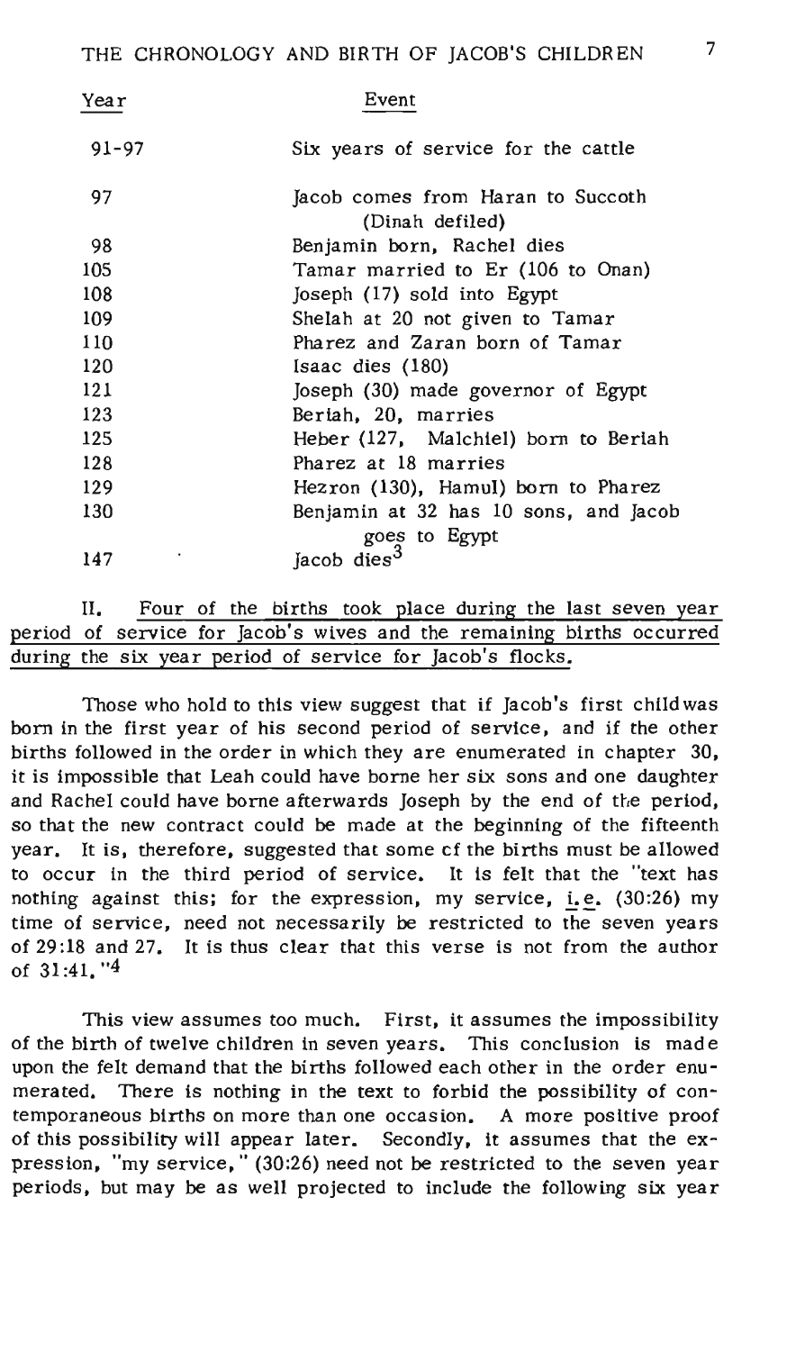| Year | Event |
|---|---|
| 91-97 | Six years of service for the cattle |
| 97 | Jacob comes from Haran to Succoth (Dinah defiled) |
| 98 | Benjamin born, Rachel dies |
| 105 | Tamar married to Er (106 to Onan) |
| 108 | Joseph (17) sold into Egypt |
| 109 | Shelah at 20 not given to Tamar |
| 110 | Pharez and Zaran born of Tamar |
| 120 | Isaac dies (180) |
| 121 | Joseph (30) made governor of Egypt |
| 123 | Beriah, 20, marries |
| 125 | Heber (127, Malchiel) born to Beriah |
| 128 | Pharez at 18 marries |
| 129 | Hezron (130), Hamul) born to Pharez |
| 130 | Benjamin at 32 has 10 sons, and Jacob goes to Egypt |
| 147 | Jacob dies[3] |

II. Four of the births took place during the last seven year period of service for Jacob's wives and the remaining births occurred during the six year period of service for Jacob's flocks.

Those who hold to this view suggest that if Jacob's first child was born in the first year of his second period of service, and if the other births followed in the order in which they are enumerated in chapter 30, it is impossible that Leah could have borne her six sons and one daughter and Rachel could have borne afterwards Joseph by the end of the period, so that the new contract could be made at the beginning of the fifteenth year. It is, therefore, suggested that some of the births must be allowed to occur in the third period of service. It is felt that the "text has nothing against this; for the expression, my service, i.e. (30:26) my time of service, need not necessarily be restricted to the seven years of 29:18 and 27. It is thus clear that this verse is not from the author of 31:41."[4]

This view assumes too much. First, it assumes the impossibility of the birth of twelve children in seven years. This conclusion is made upon the felt demand that the births followed each other in the order enumerated. There is nothing in the text to forbid the possibility of contemporaneous births on more than one occasion. A more positive proof of this possibility will appear later. Secondly, it assumes that the expression, "my service," (30:26) need not be restricted to the seven year periods, but may be as well projected to include the following six year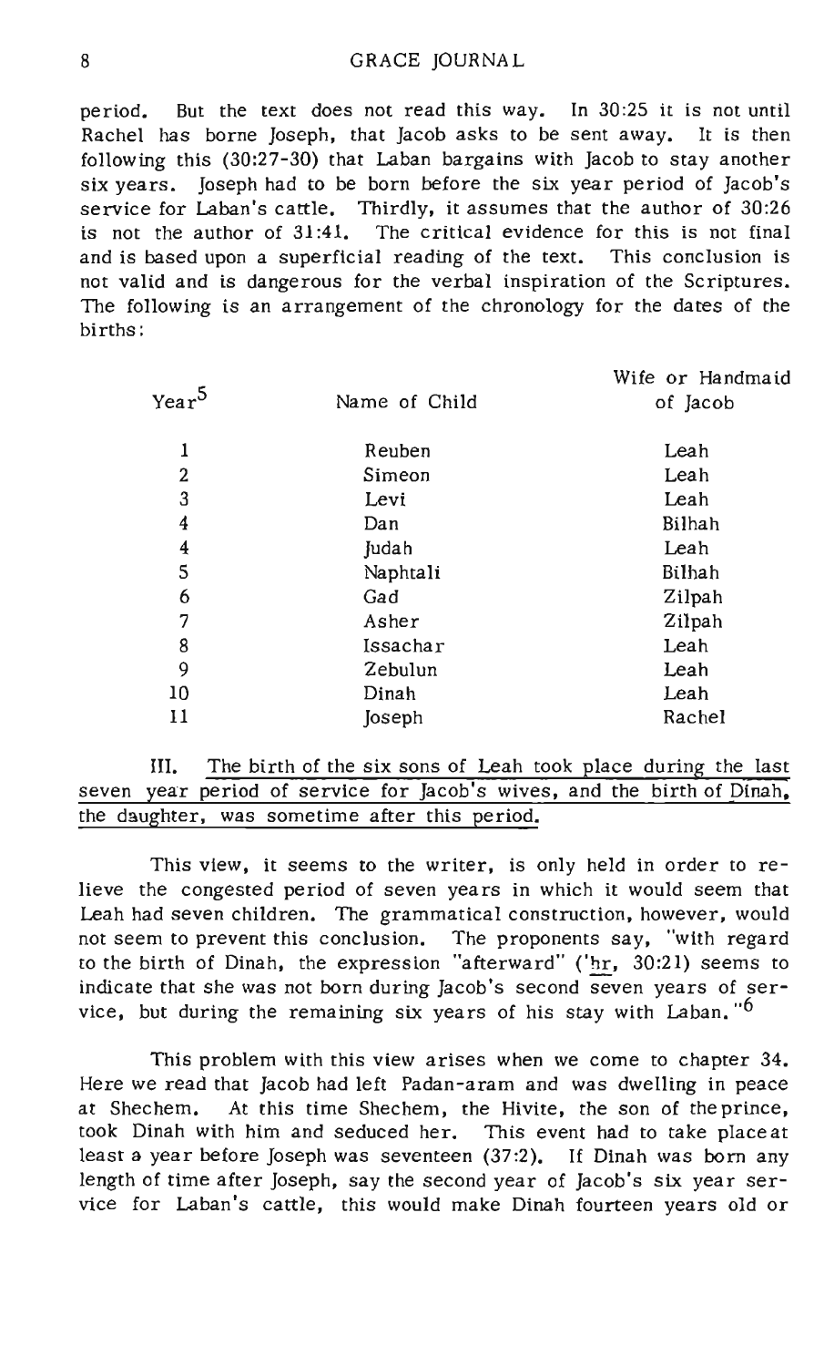period. But the text does not read this way. In 30:25 it is not until Rachel has borne Joseph, that Jacob asks to be sent away. It is then following this (30:27-30) that Laban bargains with Jacob to stay another six years. Joseph had to be born before the six year period of Jacob's service for Laban's cattle. Thirdly, it assumes that the author of 30:26 is not the author of 31:41. The critical evidence for this is not final and is based upon a superficial reading of the text. This conclusion is not valid and is dangerous for the verbal inspiration of the Scriptures. The following is an arrangement of the chronology for the dates of the births:

| Year[5] | Name of Child | Wife or Handmaid of Jacob |
|---|---|---|
| 1 | Reuben | Leah |
| 2 | Simeon | Leah |
| 3 | Levi | Leah |
| 4 | Dan | Bilhah |
| 4 | Judah | Leah |
| 5 | Naphtali | Bilhah |
| 6 | Gad | Zilpah |
| 7 | Asher | Zilpah |
| 8 | Issachar | Leah |
| 9 | Zebulun | Leah |
| 10 | Dinah | Leah |
| 11 | Joseph | Rachel |

III. The birth of the six sons of Leah took place during the last seven year period of service for Jacob's wives, and the birth of Dinah, the daughter, was sometime after this period.

This view, it seems to the writer, is only held in order to relieve the congested period of seven years in which it would seem that Leah had seven children. The grammatical construction, however, would not seem to prevent this conclusion. The proponents say, "with regard to the birth of Dinah, the expression "afterward" ('hr, 30:21) seems to indicate that she was not born during Jacob's second seven years of service, but during the remaining six years of his stay with Laban."[6]

This problem with this view arises when we come to chapter 34. Here we read that Jacob had left Padan-aram and was dwelling in peace at Shechem. At this time Shechem, the Hivite, the son of the prince, took Dinah with him and seduced her. This event had to take place at least a year before Joseph was seventeen (37:2). If Dinah was born any length of time after Joseph, say the second year of Jacob's six year service for Laban's cattle, this would make Dinah fourteen years old or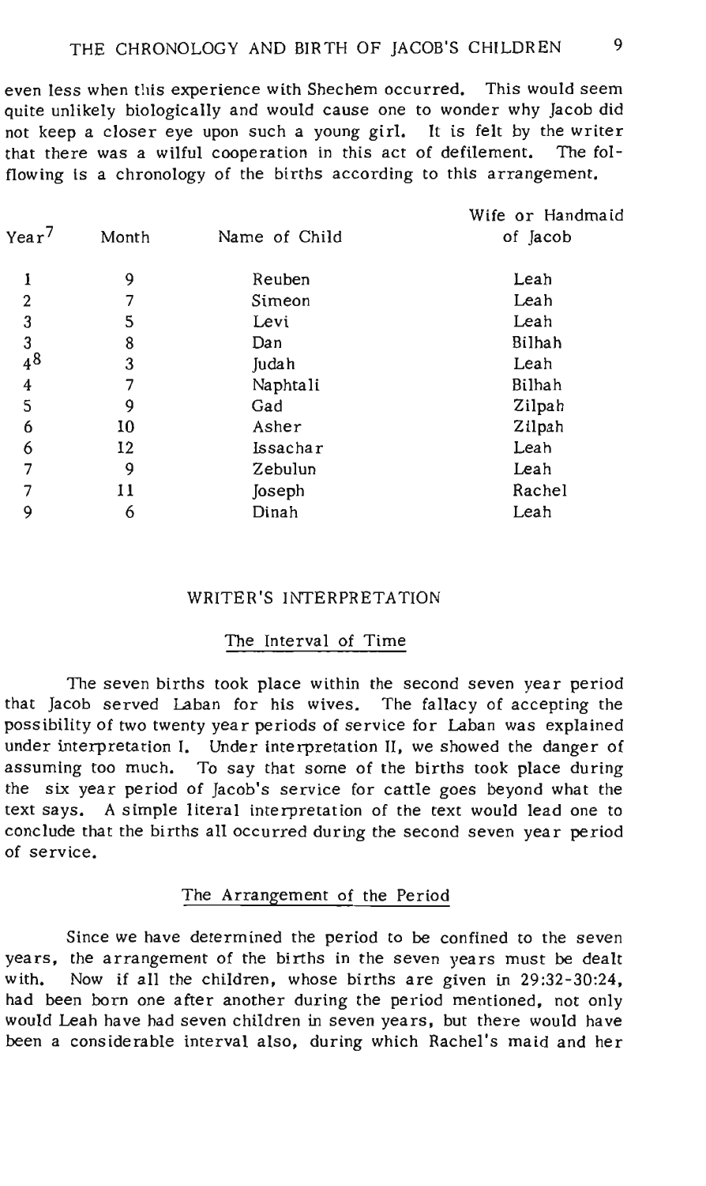even less when this experience with Shechem occurred. This would seem quite unlikely biologically and would cause one to wonder why Jacob did not keep a closer eye upon such a young girl. It is felt by the writer that there was a wilful cooperation in this act of defilement. The fol-flowing is a chronology of the births according to this arrangement.

| Year[7] | Month | Name of Child | Wife or Handmaid of Jacob |
|---|---|---|---|
| 1 | 9 | Reuben | Leah |
| 2 | 7 | Simeon | Leah |
| 3 | 5 | Levi | Leah |
| 3 | 8 | Dan | Bilhah |
| 4[8] | 3 | Judah | Leah |
| 4 | 7 | Naphtali | Bilhah |
| 5 | 9 | Gad | Zilpah |
| 6 | 10 | Asher | Zilpah |
| 6 | 12 | Issachar | Leah |
| 7 | 9 | Zebulun | Leah |
| 7 | 11 | Joseph | Rachel |
| 9 | 6 | Dinah | Leah |

## WRITER'S INTERPRETATION

### The Interval of Time

The seven births took place within the second seven year period that Jacob served Laban for his wives. The fallacy of accepting the possibility of two twenty year periods of service for Laban was explained under interpretation I. Under interpretation II, we showed the danger of assuming too much. To say that some of the births took place during the six year period of Jacob's service for cattle goes beyond what the text says. A simple literal interpretation of the text would lead one to conclude that the births all occurred during the second seven year period of service.

### The Arrangement of the Period

Since we have determined the period to be confined to the seven years, the arrangement of the births in the seven years must be dealt with. Now if all the children, whose births are given in 29:32-30:24, had been born one after another during the period mentioned, not only would Leah have had seven children in seven years, but there would have been a considerable interval also, during which Rachel's maid and her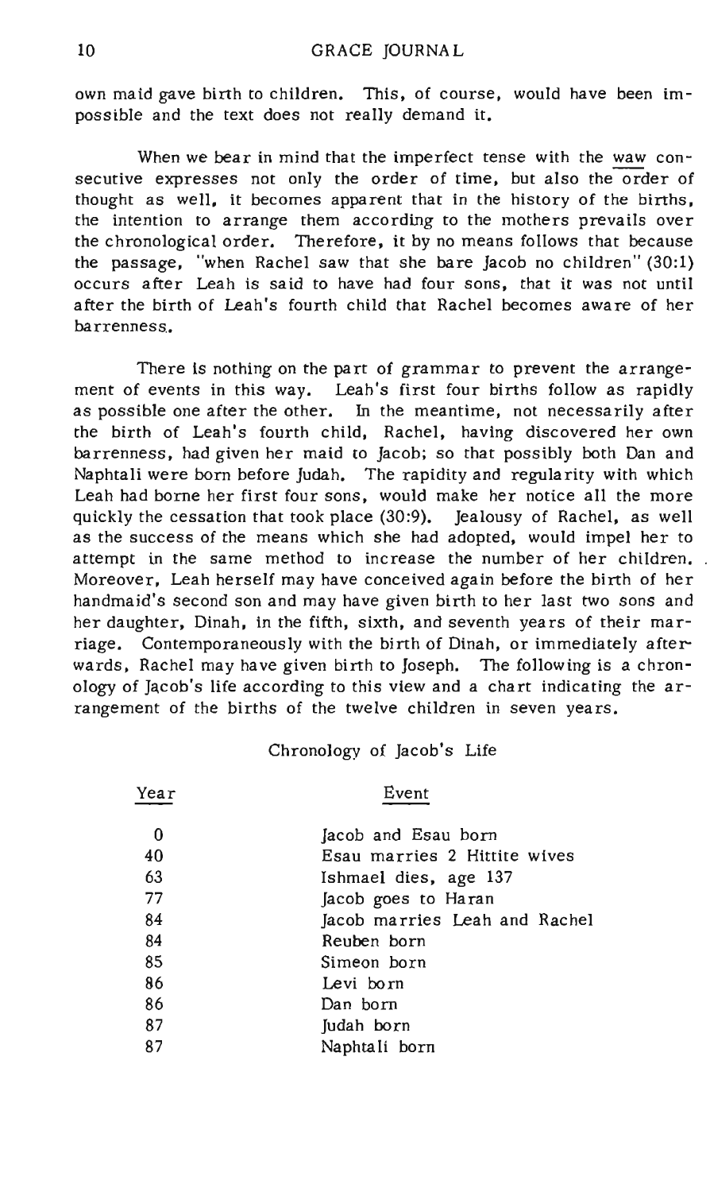own maid gave birth to children. This, of course, would have been impossible and the text does not really demand it.

When we bear in mind that the imperfect tense with the waw consecutive expresses not only the order of time, but also the order of thought as well, it becomes apparent that in the history of the births, the intention to arrange them according to the mothers prevails over the chronological order. Therefore, it by no means follows that because the passage, "when Rachel saw that she bare Jacob no children" (30:1) occurs after Leah is said to have had four sons, that it was not until after the birth of Leah's fourth child that Rachel becomes aware of her barrenness.

There is nothing on the part of grammar to prevent the arrangement of events in this way. Leah's first four births follow as rapidly as possible one after the other. In the meantime, not necessarily after the birth of Leah's fourth child, Rachel, having discovered her own barrenness, had given her maid to Jacob; so that possibly both Dan and Naphtali were born before Judah. The rapidity and regularity with which Leah had borne her first four sons, would make her notice all the more quickly the cessation that took place (30:9). Jealousy of Rachel, as well as the success of the means which she had adopted, would impel her to attempt in the same method to increase the number of her children. Moreover, Leah herself may have conceived again before the birth of her handmaid's second son and may have given birth to her last two sons and her daughter, Dinah, in the fifth, sixth, and seventh years of their marriage. Contemporaneously with the birth of Dinah, or immediately afterwards, Rachel may have given birth to Joseph. The following is a chronology of Jacob's life according to this view and a chart indicating the arrangement of the births of the twelve children in seven years.

Chronology of Jacob's Life

| Year | Event |
|---|---|
| 0 | Jacob and Esau born |
| 40 | Esau marries 2 Hittite wives |
| 63 | Ishmael dies, age 137 |
| 77 | Jacob goes to Haran |
| 84 | Jacob marries Leah and Rachel |
| 84 | Reuben born |
| 85 | Simeon born |
| 86 | Levi born |
| 86 | Dan born |
| 87 | Judah born |
| 87 | Naphtali born |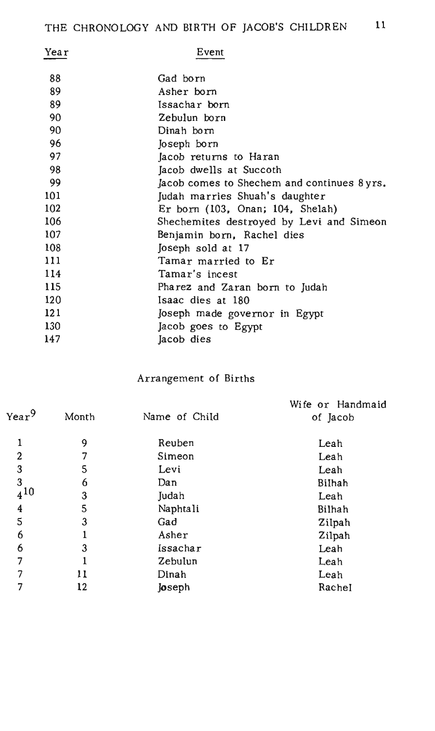| Year | Event |
|---|---|
| 88 | Gad born |
| 89 | Asher born |
| 89 | Issachar born |
| 90 | Zebulun born |
| 90 | Dinah born |
| 96 | Joseph born |
| 97 | Jacob returns to Haran |
| 98 | Jacob dwells at Succoth |
| 99 | Jacob comes to Shechem and continues 8 yrs. |
| 101 | Judah marries Shuah's daughter |
| 102 | Er born (103, Onan; 104, Shelah) |
| 106 | Shechemites destroyed by Levi and Simeon |
| 107 | Benjamin born, Rachel dies |
| 108 | Joseph sold at 17 |
| 111 | Tamar married to Er |
| 114 | Tamar's incest |
| 115 | Pharez and Zaran born to Judah |
| 120 | Isaac dies at 180 |
| 121 | Joseph made governor in Egypt |
| 130 | Jacob goes to Egypt |
| 147 | Jacob dies |

## Arrangement of Births

| Year[9] | Month | Name of Child | Wife or Handmaid of Jacob |
|---|---|---|---|
| 1 | 9 | Reuben | Leah |
| 2 | 7 | Simeon | Leah |
| 3 | 5 | Levi | Leah |
| 3 | 6 | Dan | Bilhah |
| 4[10] | 3 | Judah | Leah |
| 4 | 5 | Naphtali | Bilhah |
| 5 | 3 | Gad | Zilpah |
| 6 | 1 | Asher | Zilpah |
| 6 | 3 | Issachar | Leah |
| 7 | 1 | Zebulun | Leah |
| 7 | 11 | Dinah | Leah |
| 7 | 12 | Joseph | Rachel |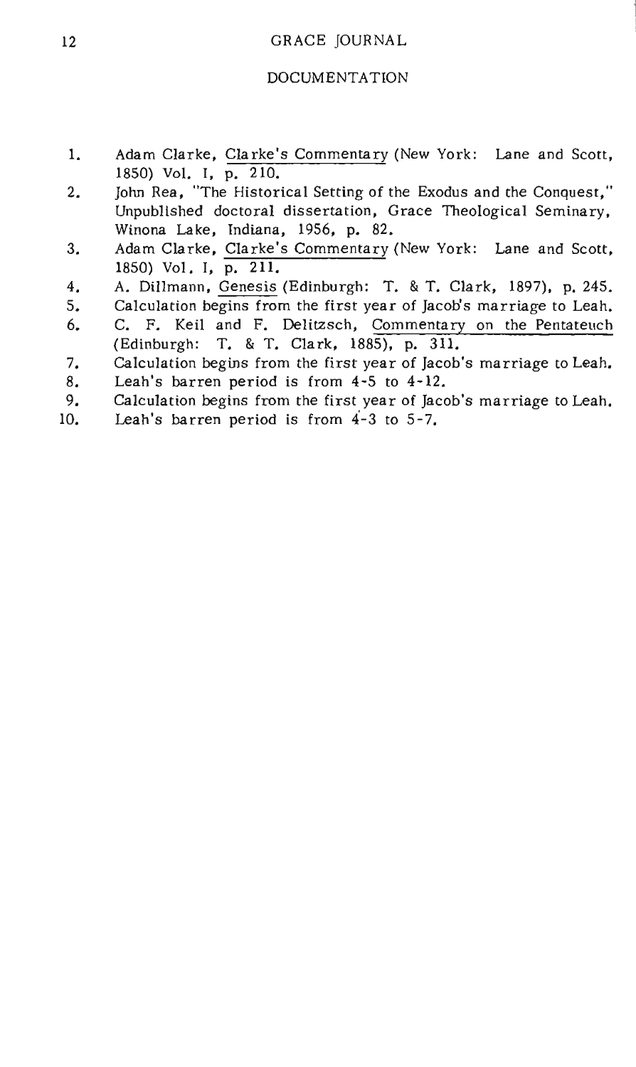## DOCUMENTATION

1. Adam Clarke, Clarke's Commentary (New York: Lane and Scott, 1850) Vol. I, p. 210.
2. John Rea, "The Historical Setting of the Exodus and the Conquest," Unpublished doctoral dissertation, Grace Theological Seminary, Winona Lake, Indiana, 1956, p. 82.
3. Adam Clarke, Clarke's Commentary (New York: Lane and Scott, 1850) Vol. I, p. 211.
4. A. Dillmann, Genesis (Edinburgh: T. & T. Clark, 1897), p. 245.
5. Calculation begins from the first year of Jacob's marriage to Leah.
6. C. F. Keil and F. Delitzsch, Commentary on the Pentateuch (Edinburgh: T. & T. Clark, 1885), p. 311.
7. Calculation begins from the first year of Jacob's marriage to Leah.
8. Leah's barren period is from 4-5 to 4-12.
9. Calculation begins from the first year of Jacob's marriage to Leah.
10. Leah's barren period is from 4-3 to 5-7.